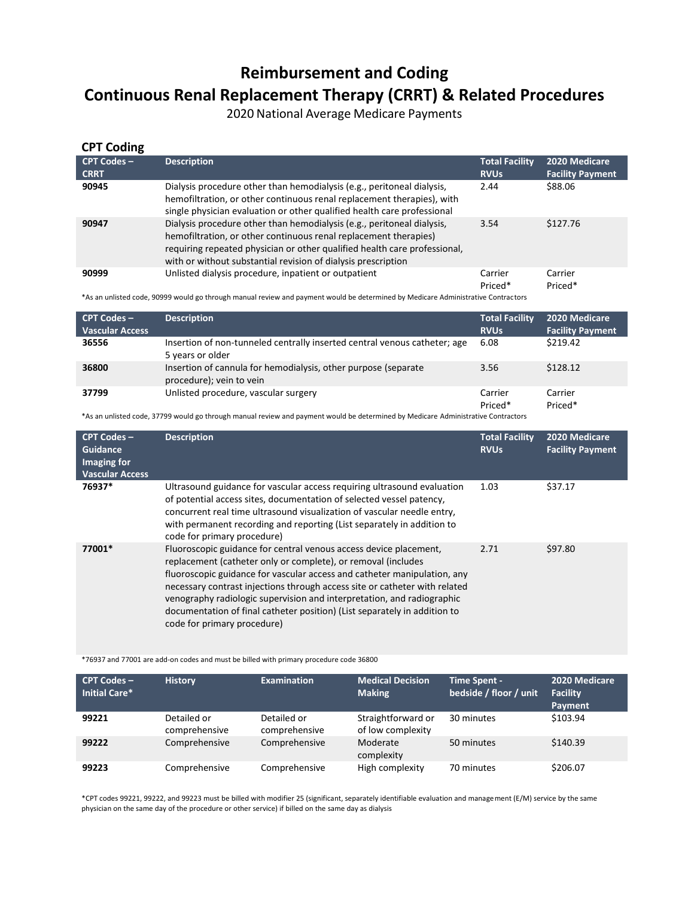# Reimbursement and Coding

# Continuous Renal Replacement Therapy (CRRT) & Related Procedures

2020 National Average Medicare Payments

## CPT Coding

| CPT Codes – CRRT | Description | Total Facility RVUs | 2020 Medicare Facility Payment |
|---|---|---|---|
| 90945 | Dialysis procedure other than hemodialysis (e.g., peritoneal dialysis, hemofiltration, or other continuous renal replacement therapies), with single physician evaluation or other qualified health care professional | 2.44 | $88.06 |
| 90947 | Dialysis procedure other than hemodialysis (e.g., peritoneal dialysis, hemofiltration, or other continuous renal replacement therapies) requiring repeated physician or other qualified health care professional, with or without substantial revision of dialysis prescription | 3.54 | $127.76 |
| 90999 | Unlisted dialysis procedure, inpatient or outpatient | Carrier Priced* | Carrier Priced* |

*As an unlisted code, 90999 would go through manual review and payment would be determined by Medicare Administrative Contractors

| CPT Codes – Vascular Access | Description | Total Facility RVUs | 2020 Medicare Facility Payment |
|---|---|---|---|
| 36556 | Insertion of non-tunneled centrally inserted central venous catheter; age 5 years or older | 6.08 | $219.42 |
| 36800 | Insertion of cannula for hemodialysis, other purpose (separate procedure); vein to vein | 3.56 | $128.12 |
| 37799 | Unlisted procedure, vascular surgery | Carrier Priced* | Carrier Priced* |

*As an unlisted code, 37799 would go through manual review and payment would be determined by Medicare Administrative Contractors

| CPT Codes – Guidance Imaging for Vascular Access | Description | Total Facility RVUs | 2020 Medicare Facility Payment |
|---|---|---|---|
| 76937* | Ultrasound guidance for vascular access requiring ultrasound evaluation of potential access sites, documentation of selected vessel patency, concurrent real time ultrasound visualization of vascular needle entry, with permanent recording and reporting (List separately in addition to code for primary procedure) | 1.03 | $37.17 |
| 77001* | Fluoroscopic guidance for central venous access device placement, replacement (catheter only or complete), or removal (includes fluoroscopic guidance for vascular access and catheter manipulation, any necessary contrast injections through access site or catheter with related venography radiologic supervision and interpretation, and radiographic documentation of final catheter position) (List separately in addition to code for primary procedure) | 2.71 | $97.80 |

*76937 and 77001 are add-on codes and must be billed with primary procedure code 36800

| CPT Codes – Initial Care* | History | Examination | Medical Decision Making | Time Spent - bedside / floor / unit | 2020 Medicare Facility Payment |
|---|---|---|---|---|---|
| 99221 | Detailed or comprehensive | Detailed or comprehensive | Straightforward or of low complexity | 30 minutes | $103.94 |
| 99222 | Comprehensive | Comprehensive | Moderate complexity | 50 minutes | $140.39 |
| 99223 | Comprehensive | Comprehensive | High complexity | 70 minutes | $206.07 |

*CPT codes 99221, 99222, and 99223 must be billed with modifier 25 (significant, separately identifiable evaluation and management (E/M) service by the same physician on the same day of the procedure or other service) if billed on the same day as dialysis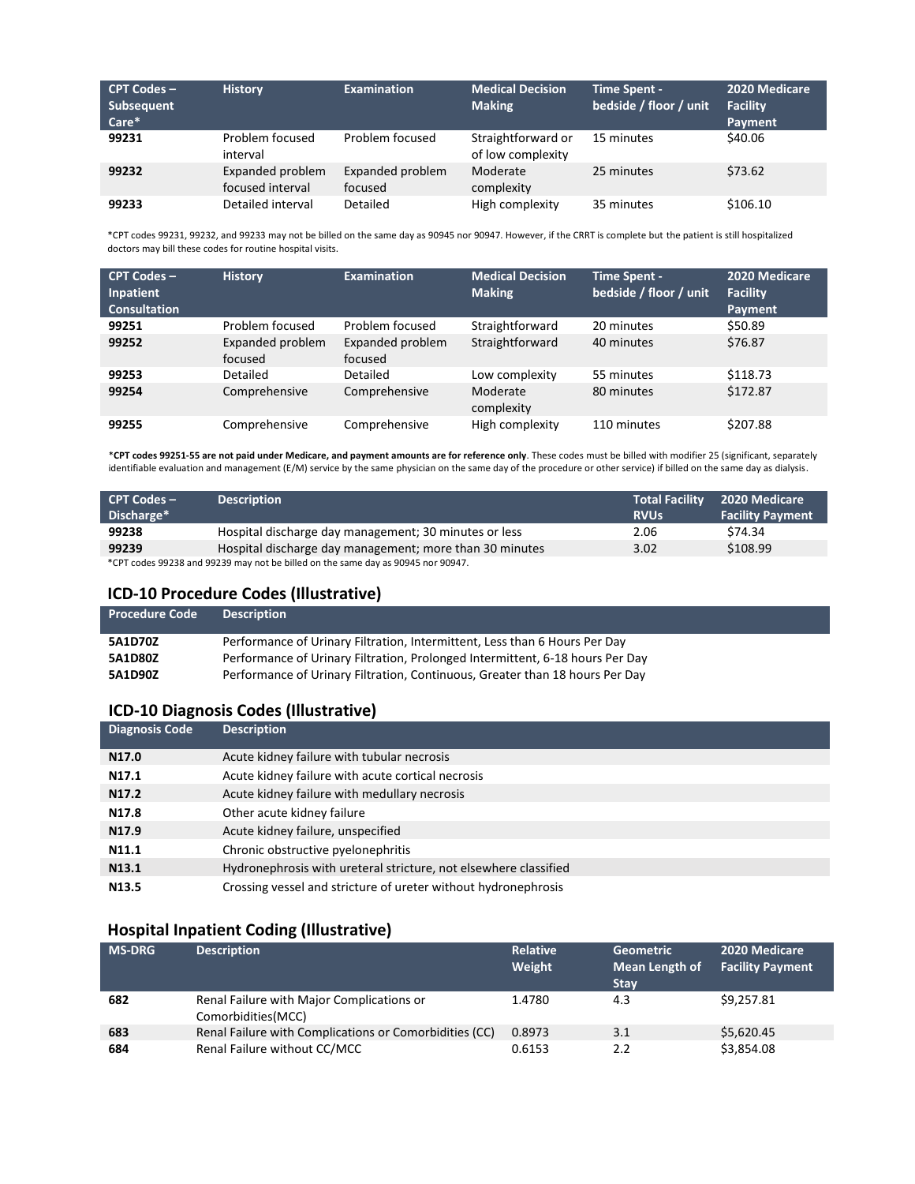| CPT Codes – Subsequent Care* | History | Examination | Medical Decision Making | Time Spent - bedside / floor / unit | 2020 Medicare Facility Payment |
|---|---|---|---|---|---|
| **99231** | Problem focused interval | Problem focused | Straightforward or of low complexity | 15 minutes | $40.06 |
| **99232** | Expanded problem focused interval | Expanded problem focused | Moderate complexity | 25 minutes | $73.62 |
| **99233** | Detailed interval | Detailed | High complexity | 35 minutes | $106.10 |

*CPT codes 99231, 99232, and 99233 may not be billed on the same day as 90945 nor 90947. However, if the CRRT is complete but the patient is still hospitalized doctors may bill these codes for routine hospital visits.

| CPT Codes – Inpatient Consultation | History | Examination | Medical Decision Making | Time Spent - bedside / floor / unit | 2020 Medicare Facility Payment |
|---|---|---|---|---|---|
| **99251** | Problem focused | Problem focused | Straightforward | 20 minutes | $50.89 |
| **99252** | Expanded problem focused | Expanded problem focused | Straightforward | 40 minutes | $76.87 |
| **99253** | Detailed | Detailed | Low complexity | 55 minutes | $118.73 |
| **99254** | Comprehensive | Comprehensive | Moderate complexity | 80 minutes | $172.87 |
| **99255** | Comprehensive | Comprehensive | High complexity | 110 minutes | $207.88 |

***CPT codes 99251-55 are not paid under Medicare, and payment amounts are for reference only**. These codes must be billed with modifier 25 (significant, separately identifiable evaluation and management (E/M) service by the same physician on the same day of the procedure or other service) if billed on the same day as dialysis.

| CPT Codes – Discharge* | Description | Total Facility RVUs | 2020 Medicare Facility Payment |
|---|---|---|---|
| **99238** | Hospital discharge day management; 30 minutes or less | 2.06 | $74.34 |
| **99239** | Hospital discharge day management; more than 30 minutes | 3.02 | $108.99 |

*CPT codes 99238 and 99239 may not be billed on the same day as 90945 nor 90947.

## ICD-10 Procedure Codes (Illustrative)

| Procedure Code | Description |
|---|---|
| **5A1D70Z** | Performance of Urinary Filtration, Intermittent, Less than 6 Hours Per Day |
| **5A1D80Z** | Performance of Urinary Filtration, Prolonged Intermittent, 6-18 hours Per Day |
| **5A1D90Z** | Performance of Urinary Filtration, Continuous, Greater than 18 hours Per Day |

## ICD-10 Diagnosis Codes (Illustrative)

| Diagnosis Code | Description |
|---|---|
| **N17.0** | Acute kidney failure with tubular necrosis |
| **N17.1** | Acute kidney failure with acute cortical necrosis |
| **N17.2** | Acute kidney failure with medullary necrosis |
| **N17.8** | Other acute kidney failure |
| **N17.9** | Acute kidney failure, unspecified |
| **N11.1** | Chronic obstructive pyelonephritis |
| **N13.1** | Hydronephrosis with ureteral stricture, not elsewhere classified |
| **N13.5** | Crossing vessel and stricture of ureter without hydronephrosis |

## Hospital Inpatient Coding (Illustrative)

| MS-DRG | Description | Relative Weight | Geometric Mean Length of Stay | 2020 Medicare Facility Payment |
|---|---|---|---|---|
| **682** | Renal Failure with Major Complications or Comorbidities(MCC) | 1.4780 | 4.3 | $9,257.81 |
| **683** | Renal Failure with Complications or Comorbidities (CC) | 0.8973 | 3.1 | $5,620.45 |
| **684** | Renal Failure without CC/MCC | 0.6153 | 2.2 | $3,854.08 |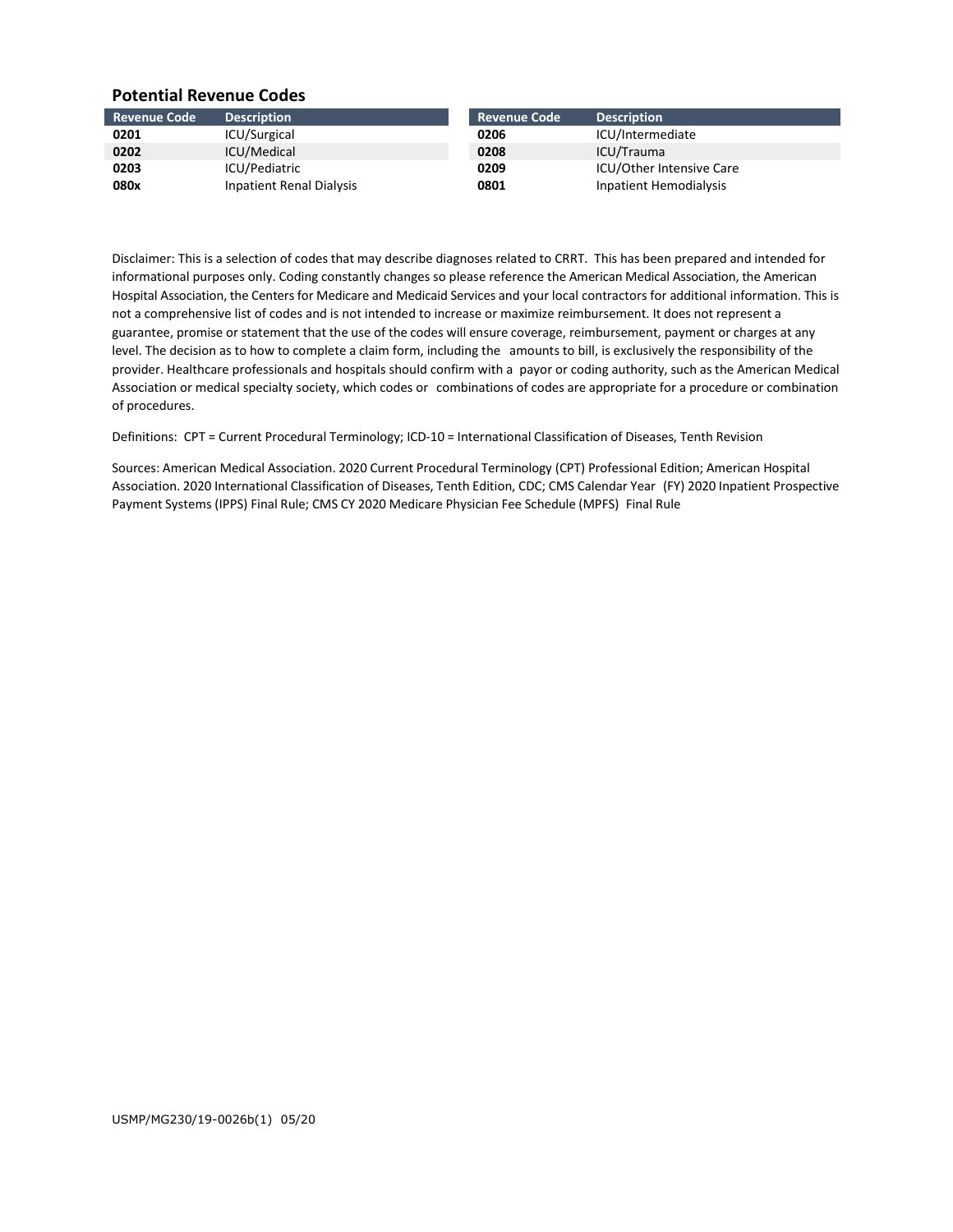## Potential Revenue Codes

| Revenue Code | Description |
|---|---|
| **0201** | ICU/Surgical |
| **0202** | ICU/Medical |
| **0203** | ICU/Pediatric |
| **080x** | Inpatient Renal Dialysis |

| Revenue Code | Description |
|---|---|
| **0206** | ICU/Intermediate |
| **0208** | ICU/Trauma |
| **0209** | ICU/Other Intensive Care |
| **0801** | Inpatient Hemodialysis |

Disclaimer: This is a selection of codes that may describe diagnoses related to CRRT. This has been prepared and intended for informational purposes only. Coding constantly changes so please reference the American Medical Association, the American Hospital Association, the Centers for Medicare and Medicaid Services and your local contractors for additional information. This is not a comprehensive list of codes and is not intended to increase or maximize reimbursement. It does not represent a guarantee, promise or statement that the use of the codes will ensure coverage, reimbursement, payment or charges at any level. The decision as to how to complete a claim form, including the amounts to bill, is exclusively the responsibility of the provider. Healthcare professionals and hospitals should confirm with a payor or coding authority, such as the American Medical Association or medical specialty society, which codes or combinations of codes are appropriate for a procedure or combination of procedures.

Definitions: CPT = Current Procedural Terminology; ICD-10 = International Classification of Diseases, Tenth Revision

Sources: American Medical Association. 2020 Current Procedural Terminology (CPT) Professional Edition; American Hospital Association. 2020 International Classification of Diseases, Tenth Edition, CDC; CMS Calendar Year (FY) 2020 Inpatient Prospective Payment Systems (IPPS) Final Rule; CMS CY 2020 Medicare Physician Fee Schedule (MPFS) Final Rule

USMP/MG230/19-0026b(1) 05/20